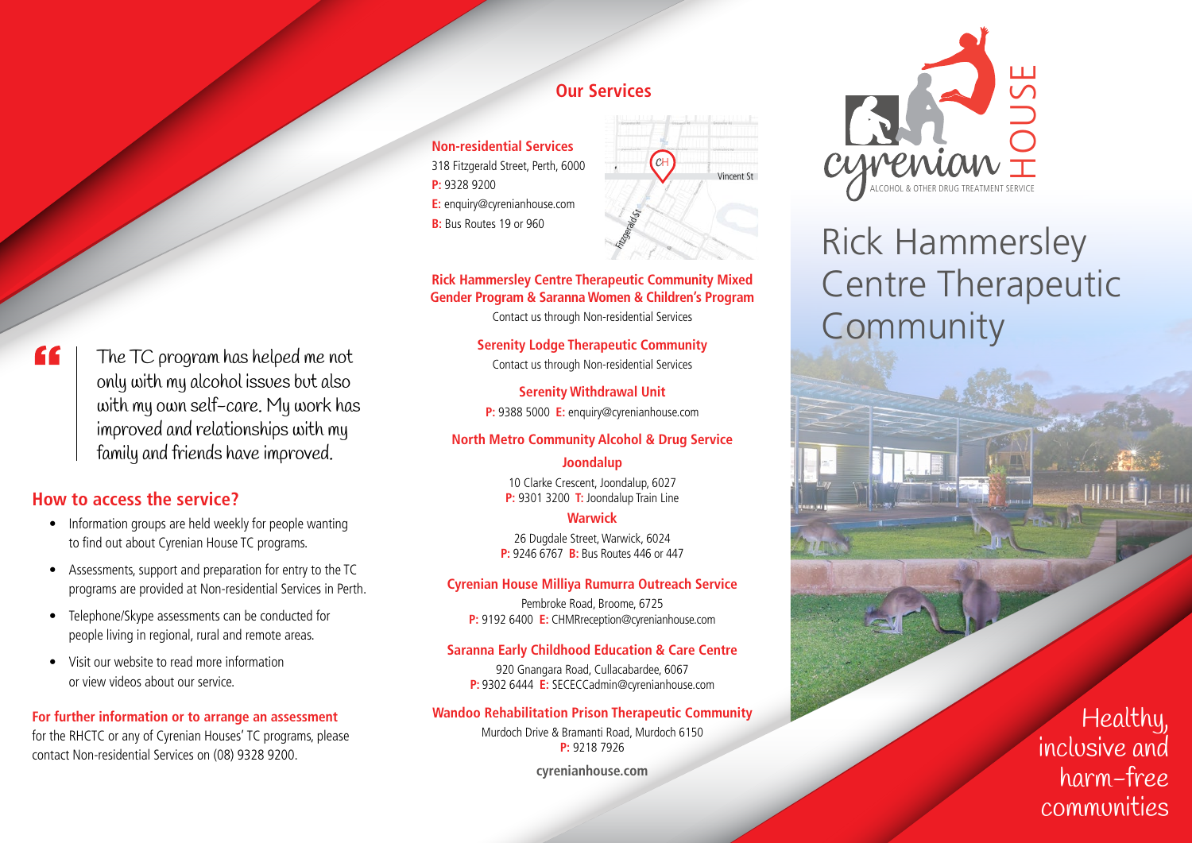> The TC program has helped me not only with my alcohol issues but also with my own self-care. My work has improved and relationships with my family and friends have improved.

## How to access the service?

- Information groups are held weekly for people wanting to find out about Cyrenian House TC programs.
- Assessments, support and preparation for entry to the TC programs are provided at Non-residential Services in Perth.
- Telephone/Skype assessments can be conducted for people living in regional, rural and remote areas.
- Visit our website to read more information or view videos about our service.

**For further information or to arrange an assessment** for the RHCTC or any of Cyrenian Houses' TC programs, please contact Non-residential Services on (08) 9328 9200.

## Our Services

**Non-residential Services**
318 Fitzgerald Street, Perth, 6000
**P:** 9328 9200
**E:** enquiry@cyrenianhouse.com
**B:** Bus Routes 19 or 960

**Rick Hammersley Centre Therapeutic Community Mixed Gender Program & Saranna Women & Children's Program**
Contact us through Non-residential Services

**Serenity Lodge Therapeutic Community**
Contact us through Non-residential Services

**Serenity Withdrawal Unit**
**P:** 9388 5000 **E:** enquiry@cyrenianhouse.com

**North Metro Community Alcohol & Drug Service**

**Joondalup**
10 Clarke Crescent, Joondalup, 6027
**P:** 9301 3200 **T:** Joondalup Train Line

**Warwick**
26 Dugdale Street, Warwick, 6024
**P:** 9246 6767 **B:** Bus Routes 446 or 447

**Cyrenian House Milliya Rumurra Outreach Service**
Pembroke Road, Broome, 6725
**P:** 9192 6400 **E:** CHMRreception@cyrenianhouse.com

**Saranna Early Childhood Education & Care Centre**
920 Gnangara Road, Cullacabardee, 6067
**P:** 9302 6444 **E:** SECECCadmin@cyrenianhouse.com

**Wandoo Rehabilitation Prison Therapeutic Community**
Murdoch Drive & Bramanti Road, Murdoch 6150
**P:** 9218 7926

**cyrenianhouse.com**

cyrenian HOUSE
ALCOHOL & OTHER DRUG TREATMENT SERVICE

# Rick Hammersley Centre Therapeutic Community

Healthy, inclusive and harm-free communities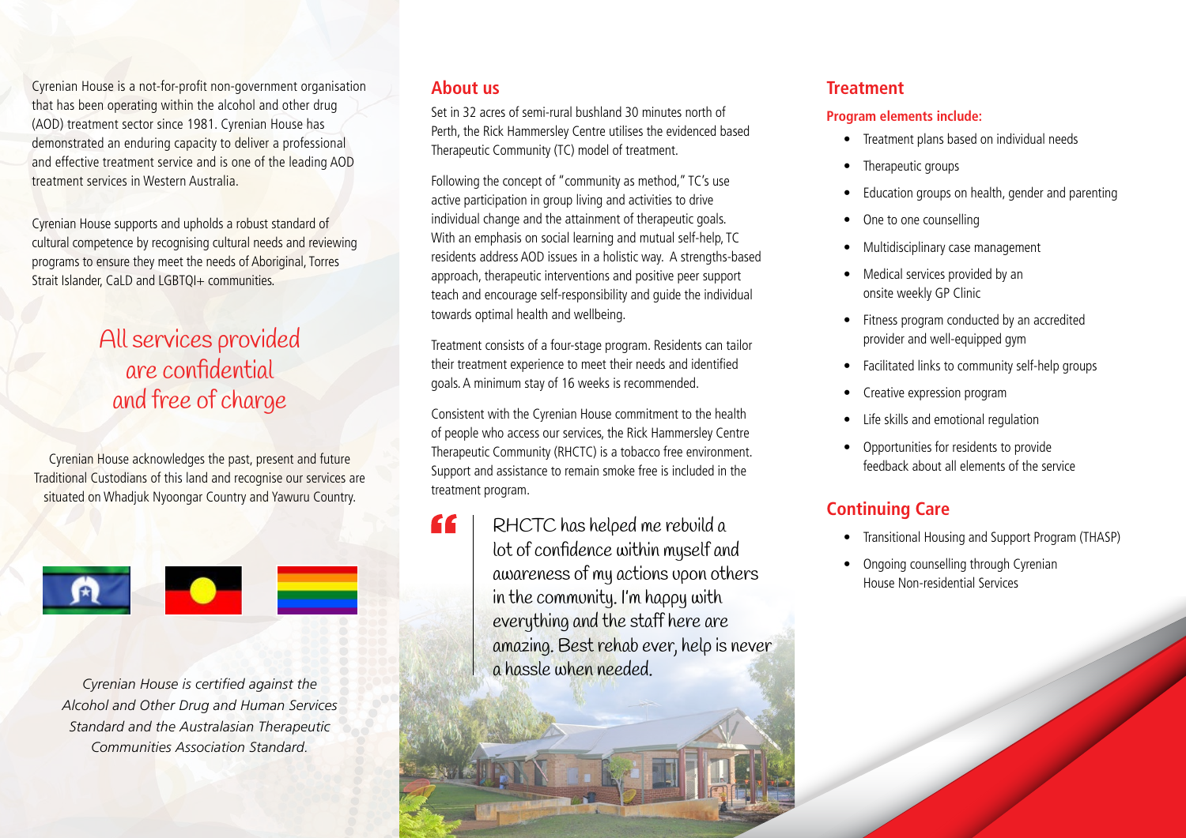Cyrenian House is a not-for-profit non-government organisation that has been operating within the alcohol and other drug (AOD) treatment sector since 1981. Cyrenian House has demonstrated an enduring capacity to deliver a professional and effective treatment service and is one of the leading AOD treatment services in Western Australia.

Cyrenian House supports and upholds a robust standard of cultural competence by recognising cultural needs and reviewing programs to ensure they meet the needs of Aboriginal, Torres Strait Islander, CaLD and LGBTQI+ communities.

All services provided are confidential and free of charge

Cyrenian House acknowledges the past, present and future Traditional Custodians of this land and recognise our services are situated on Whadjuk Nyoongar Country and Yawuru Country.

*Cyrenian House is certified against the Alcohol and Other Drug and Human Services Standard and the Australasian Therapeutic Communities Association Standard.*

## About us

Set in 32 acres of semi-rural bushland 30 minutes north of Perth, the Rick Hammersley Centre utilises the evidenced based Therapeutic Community (TC) model of treatment.

Following the concept of "community as method," TC's use active participation in group living and activities to drive individual change and the attainment of therapeutic goals. With an emphasis on social learning and mutual self-help, TC residents address AOD issues in a holistic way. A strengths-based approach, therapeutic interventions and positive peer support teach and encourage self-responsibility and guide the individual towards optimal health and wellbeing.

Treatment consists of a four-stage program. Residents can tailor their treatment experience to meet their needs and identified goals. A minimum stay of 16 weeks is recommended.

Consistent with the Cyrenian House commitment to the health of people who access our services, the Rick Hammersley Centre Therapeutic Community (RHCTC) is a tobacco free environment. Support and assistance to remain smoke free is included in the treatment program.

> RHCTC has helped me rebuild a lot of confidence within myself and awareness of my actions upon others in the community. I'm happy with everything and the staff here are amazing. Best rehab ever, help is never a hassle when needed.

## Treatment

**Program elements include:**

- Treatment plans based on individual needs
- Therapeutic groups
- Education groups on health, gender and parenting
- One to one counselling
- Multidisciplinary case management
- Medical services provided by an onsite weekly GP Clinic
- Fitness program conducted by an accredited provider and well-equipped gym
- Facilitated links to community self-help groups
- Creative expression program
- Life skills and emotional regulation
- Opportunities for residents to provide feedback about all elements of the service

## Continuing Care

- Transitional Housing and Support Program (THASP)
- Ongoing counselling through Cyrenian House Non-residential Services